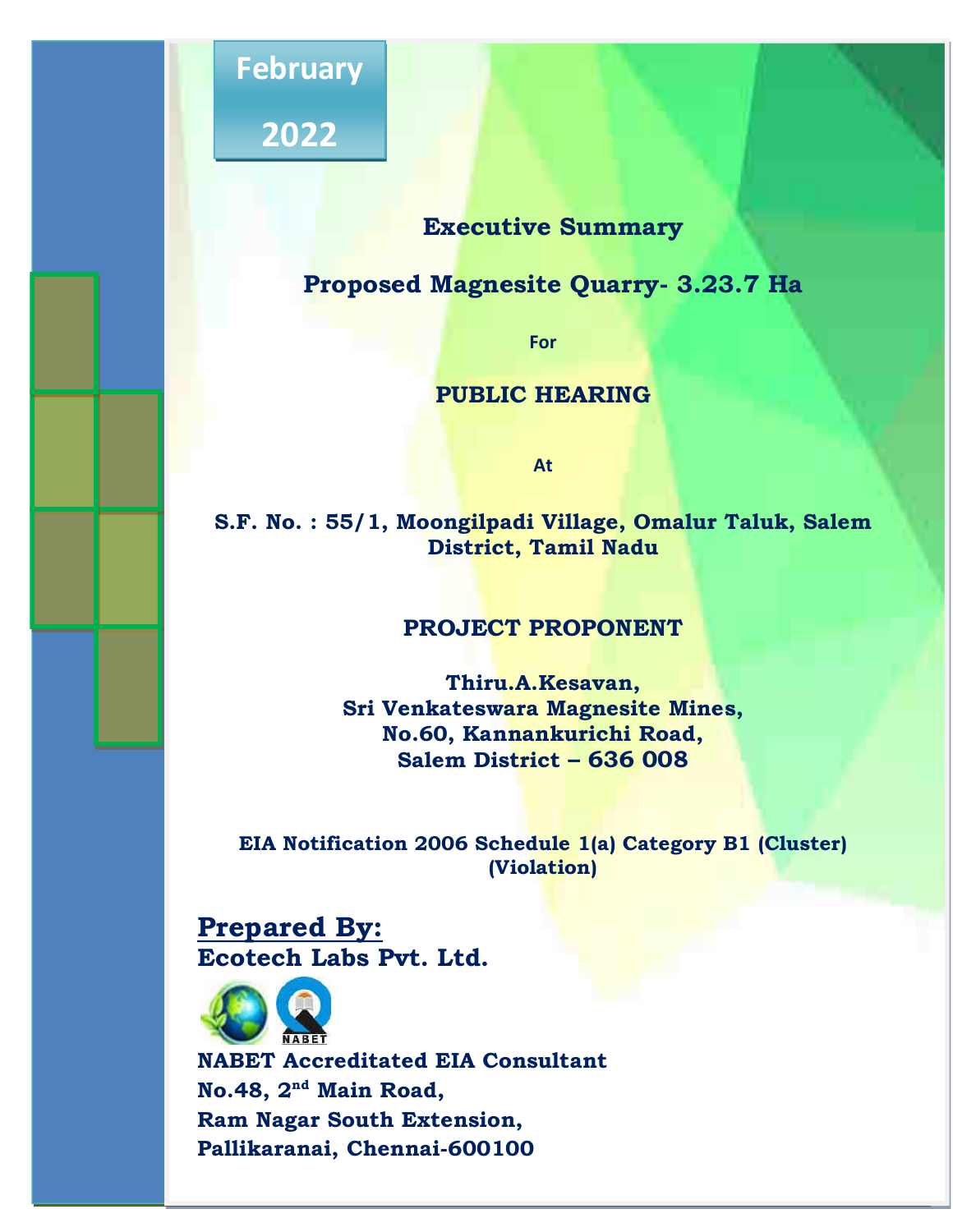**February 2022**

# Executive Summary

## Proposed Magnesite Quarry- 3.23.7 Ha

For

## PUBLIC HEARING

At

**S.F. No. : 55/1, Moongilpadi Village, Omalur Taluk, Salem District, Tamil Nadu**

## PROJECT PROPONENT

**Thiru.A.Kesavan,**
**Sri Venkateswara Magnesite Mines,**
**No.60, Kannankurichi Road,**
**Salem District – 636 008**

**EIA Notification 2006 Schedule 1(a) Category B1 (Cluster) (Violation)**

**Prepared By:**

**Ecotech Labs Pvt. Ltd.**

**NABET Accreditated EIA Consultant**
**No.48, 2nd Main Road,**
**Ram Nagar South Extension,**
**Pallikaranai, Chennai-600100**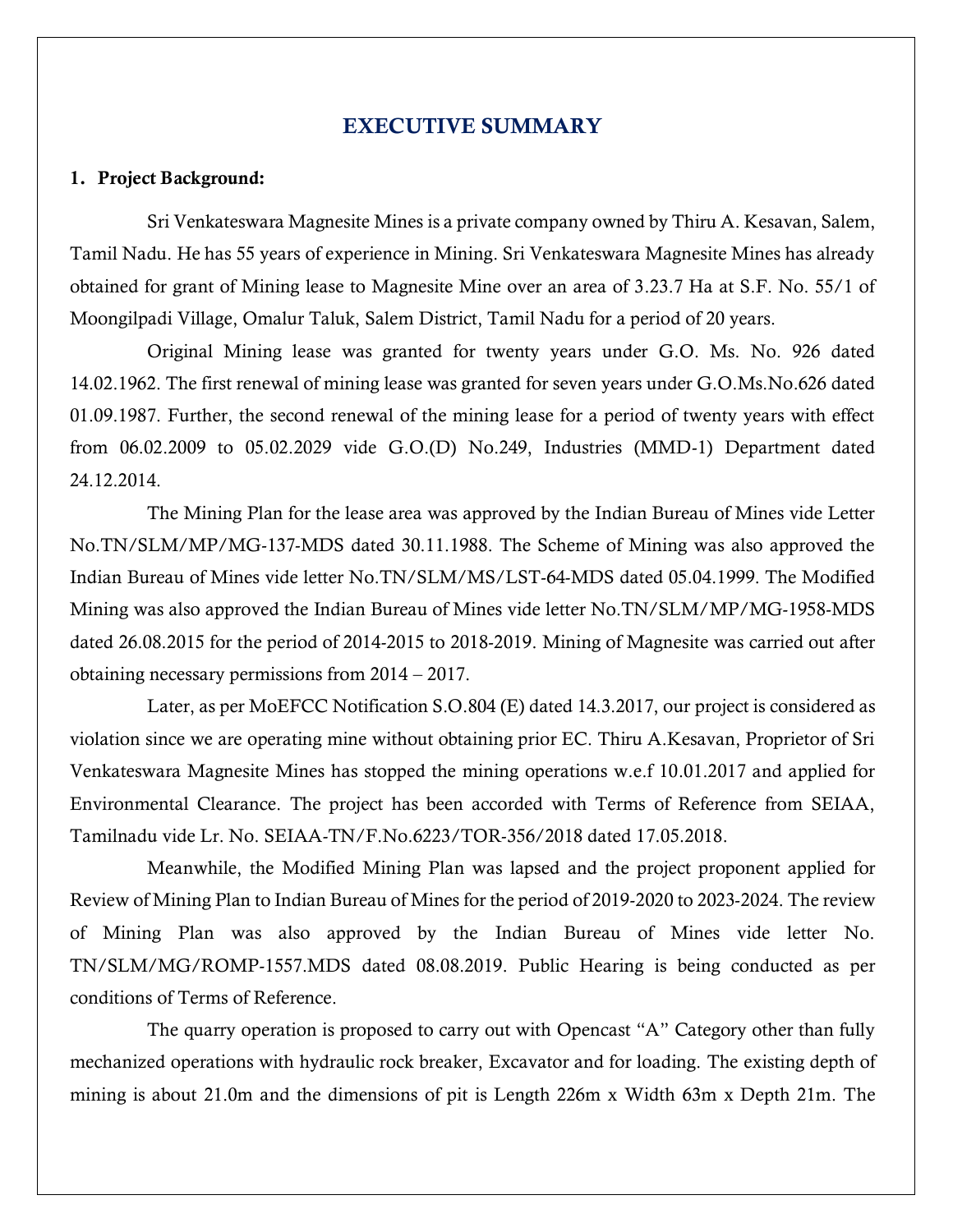# EXECUTIVE SUMMARY

**1. Project Background:**

Sri Venkateswara Magnesite Mines is a private company owned by Thiru A. Kesavan, Salem, Tamil Nadu. He has 55 years of experience in Mining. Sri Venkateswara Magnesite Mines has already obtained for grant of Mining lease to Magnesite Mine over an area of 3.23.7 Ha at S.F. No. 55/1 of Moongilpadi Village, Omalur Taluk, Salem District, Tamil Nadu for a period of 20 years.

Original Mining lease was granted for twenty years under G.O. Ms. No. 926 dated 14.02.1962. The first renewal of mining lease was granted for seven years under G.O.Ms.No.626 dated 01.09.1987. Further, the second renewal of the mining lease for a period of twenty years with effect from 06.02.2009 to 05.02.2029 vide G.O.(D) No.249, Industries (MMD-1) Department dated 24.12.2014.

The Mining Plan for the lease area was approved by the Indian Bureau of Mines vide Letter No.TN/SLM/MP/MG-137-MDS dated 30.11.1988. The Scheme of Mining was also approved the Indian Bureau of Mines vide letter No.TN/SLM/MS/LST-64-MDS dated 05.04.1999. The Modified Mining was also approved the Indian Bureau of Mines vide letter No.TN/SLM/MP/MG-1958-MDS dated 26.08.2015 for the period of 2014-2015 to 2018-2019. Mining of Magnesite was carried out after obtaining necessary permissions from 2014 – 2017.

Later, as per MoEFCC Notification S.O.804 (E) dated 14.3.2017, our project is considered as violation since we are operating mine without obtaining prior EC. Thiru A.Kesavan, Proprietor of Sri Venkateswara Magnesite Mines has stopped the mining operations w.e.f 10.01.2017 and applied for Environmental Clearance. The project has been accorded with Terms of Reference from SEIAA, Tamilnadu vide Lr. No. SEIAA-TN/F.No.6223/TOR-356/2018 dated 17.05.2018.

Meanwhile, the Modified Mining Plan was lapsed and the project proponent applied for Review of Mining Plan to Indian Bureau of Mines for the period of 2019-2020 to 2023-2024. The review of Mining Plan was also approved by the Indian Bureau of Mines vide letter No. TN/SLM/MG/ROMP-1557.MDS dated 08.08.2019. Public Hearing is being conducted as per conditions of Terms of Reference.

The quarry operation is proposed to carry out with Opencast "A" Category other than fully mechanized operations with hydraulic rock breaker, Excavator and for loading. The existing depth of mining is about 21.0m and the dimensions of pit is Length 226m x Width 63m x Depth 21m. The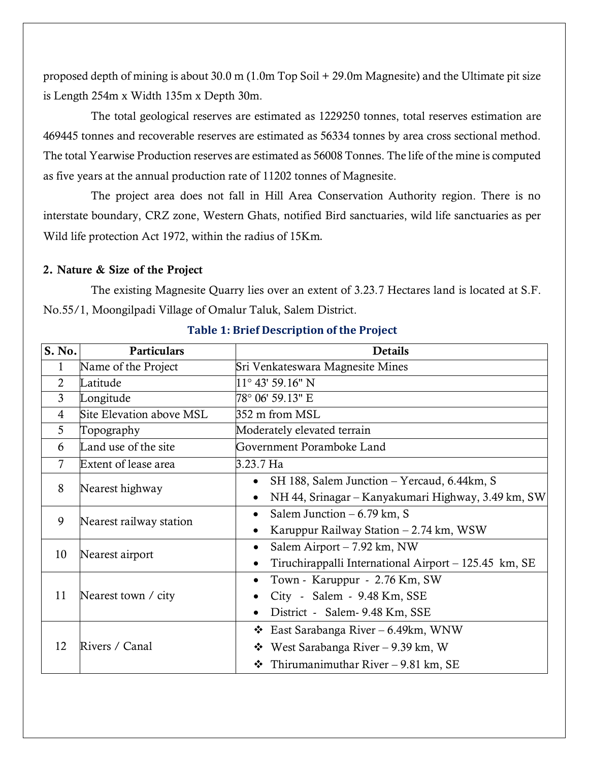proposed depth of mining is about 30.0 m (1.0m Top Soil + 29.0m Magnesite) and the Ultimate pit size is Length 254m x Width 135m x Depth 30m.

The total geological reserves are estimated as 1229250 tonnes, total reserves estimation are 469445 tonnes and recoverable reserves are estimated as 56334 tonnes by area cross sectional method. The total Yearwise Production reserves are estimated as 56008 Tonnes. The life of the mine is computed as five years at the annual production rate of 11202 tonnes of Magnesite.

The project area does not fall in Hill Area Conservation Authority region. There is no interstate boundary, CRZ zone, Western Ghats, notified Bird sanctuaries, wild life sanctuaries as per Wild life protection Act 1972, within the radius of 15Km.

## 2. Nature & Size of the Project

The existing Magnesite Quarry lies over an extent of 3.23.7 Hectares land is located at S.F. No.55/1, Moongilpadi Village of Omalur Taluk, Salem District.

**Table 1: Brief Description of the Project**

| S. No. | Particulars | Details |
|---|---|---|
| 1 | Name of the Project | Sri Venkateswara Magnesite Mines |
| 2 | Latitude | 11° 43' 59.16" N |
| 3 | Longitude | 78° 06' 59.13" E |
| 4 | Site Elevation above MSL | 352 m from MSL |
| 5 | Topography | Moderately elevated terrain |
| 6 | Land use of the site | Government Poramboke Land |
| 7 | Extent of lease area | 3.23.7 Ha |
| 8 | Nearest highway | • SH 188, Salem Junction – Yercaud, 6.44km, S<br>• NH 44, Srinagar – Kanyakumari Highway, 3.49 km, SW |
| 9 | Nearest railway station | • Salem Junction – 6.79 km, S<br>• Karuppur Railway Station – 2.74 km, WSW |
| 10 | Nearest airport | • Salem Airport – 7.92 km, NW<br>• Tiruchirappalli International Airport – 125.45 km, SE |
| 11 | Nearest town / city | • Town - Karuppur - 2.76 Km, SW<br>• City - Salem - 9.48 Km, SSE<br>• District - Salem- 9.48 Km, SSE |
| 12 | Rivers / Canal | ❖ East Sarabanga River – 6.49km, WNW<br>❖ West Sarabanga River – 9.39 km, W<br>❖ Thirumanimuthar River – 9.81 km, SE |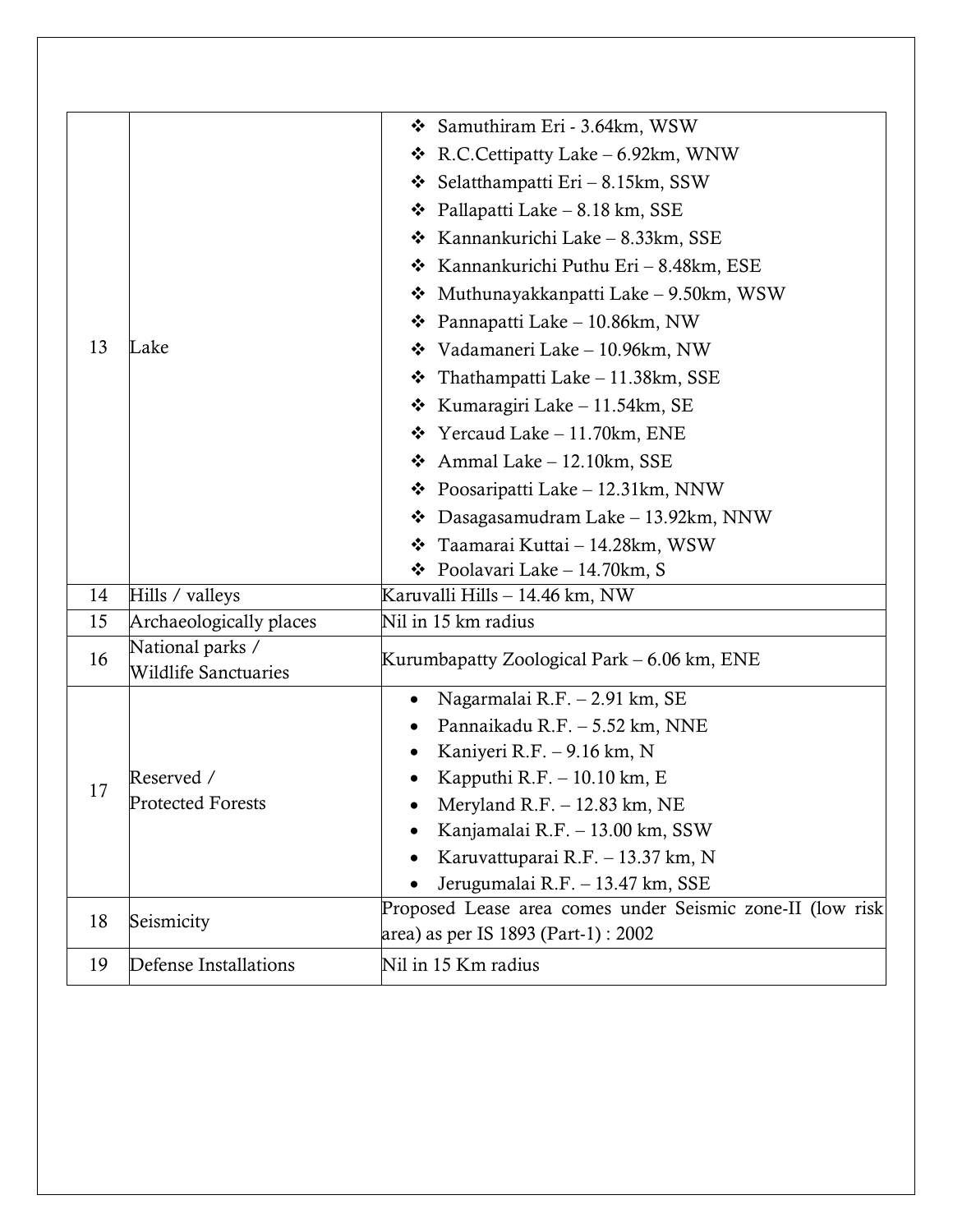| | | |
|---|---|---|
| 13 | Lake | ❖ Samuthiram Eri - 3.64km, WSW<br>❖ R.C.Cettipatty Lake – 6.92km, WNW<br>❖ Selatthampatti Eri – 8.15km, SSW<br>❖ Pallapatti Lake – 8.18 km, SSE<br>❖ Kannankurichi Lake – 8.33km, SSE<br>❖ Kannankurichi Puthu Eri – 8.48km, ESE<br>❖ Muthunayakkanpatti Lake – 9.50km, WSW<br>❖ Pannapatti Lake – 10.86km, NW<br>❖ Vadamaneri Lake – 10.96km, NW<br>❖ Thathampatti Lake – 11.38km, SSE<br>❖ Kumaragiri Lake – 11.54km, SE<br>❖ Yercaud Lake – 11.70km, ENE<br>❖ Ammal Lake – 12.10km, SSE<br>❖ Poosaripatti Lake – 12.31km, NNW<br>❖ Dasagasamudram Lake – 13.92km, NNW<br>❖ Taamarai Kuttai – 14.28km, WSW<br>❖ Poolavari Lake – 14.70km, S |
| 14 | Hills / valleys | Karuvalli Hills – 14.46 km, NW |
| 15 | Archaeologically places | Nil in 15 km radius |
| 16 | National parks / Wildlife Sanctuaries | Kurumbapatty Zoological Park – 6.06 km, ENE |
| 17 | Reserved / Protected Forests | • Nagarmalai R.F. – 2.91 km, SE<br>• Pannaikadu R.F. – 5.52 km, NNE<br>• Kaniyeri R.F. – 9.16 km, N<br>• Kapputhi R.F. – 10.10 km, E<br>• Meryland R.F. – 12.83 km, NE<br>• Kanjamalai R.F. – 13.00 km, SSW<br>• Karuvattuparai R.F. – 13.37 km, N<br>• Jerugumalai R.F. – 13.47 km, SSE |
| 18 | Seismicity | Proposed Lease area comes under Seismic zone-II (low risk area) as per IS 1893 (Part-1) : 2002 |
| 19 | Defense Installations | Nil in 15 Km radius |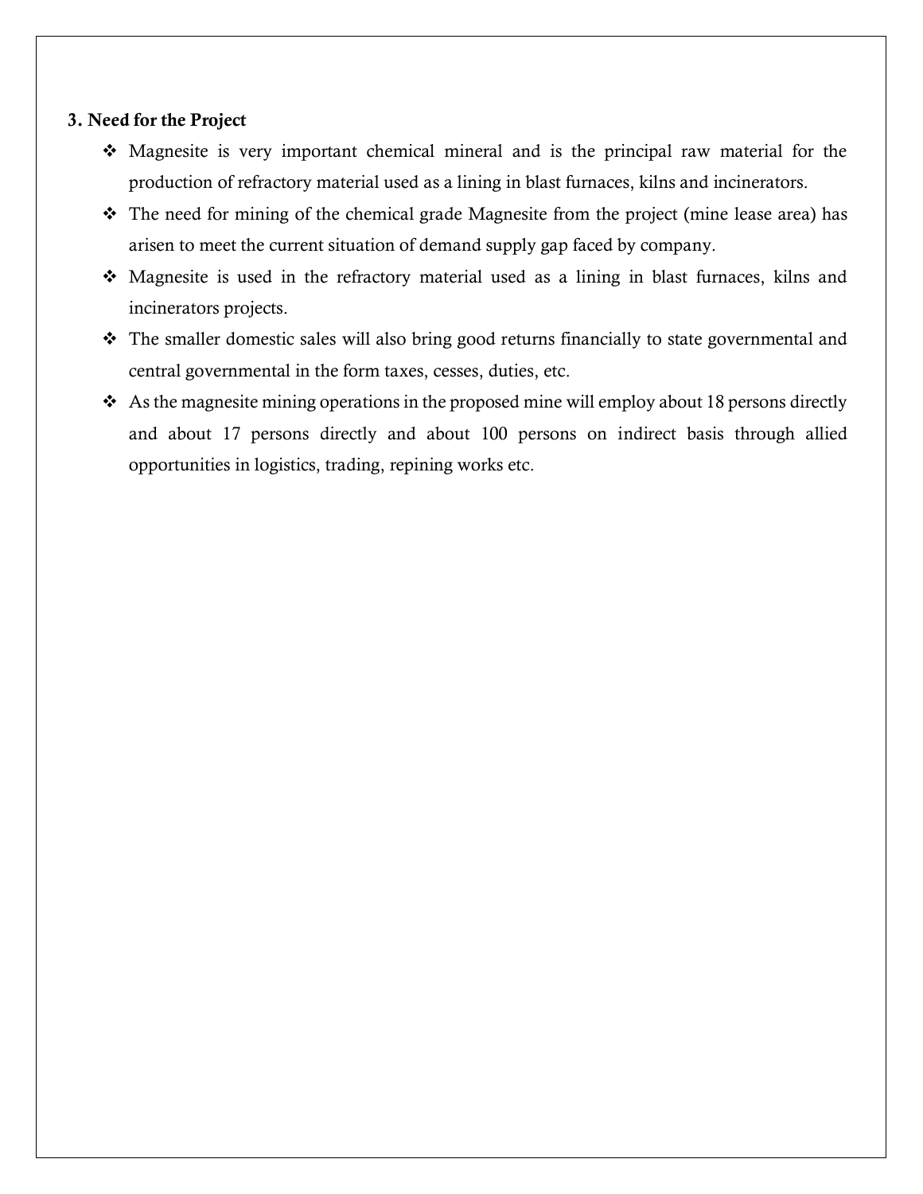## 3. Need for the Project

- Magnesite is very important chemical mineral and is the principal raw material for the production of refractory material used as a lining in blast furnaces, kilns and incinerators.
- The need for mining of the chemical grade Magnesite from the project (mine lease area) has arisen to meet the current situation of demand supply gap faced by company.
- Magnesite is used in the refractory material used as a lining in blast furnaces, kilns and incinerators projects.
- The smaller domestic sales will also bring good returns financially to state governmental and central governmental in the form taxes, cesses, duties, etc.
- As the magnesite mining operations in the proposed mine will employ about 18 persons directly and about 17 persons directly and about 100 persons on indirect basis through allied opportunities in logistics, trading, repining works etc.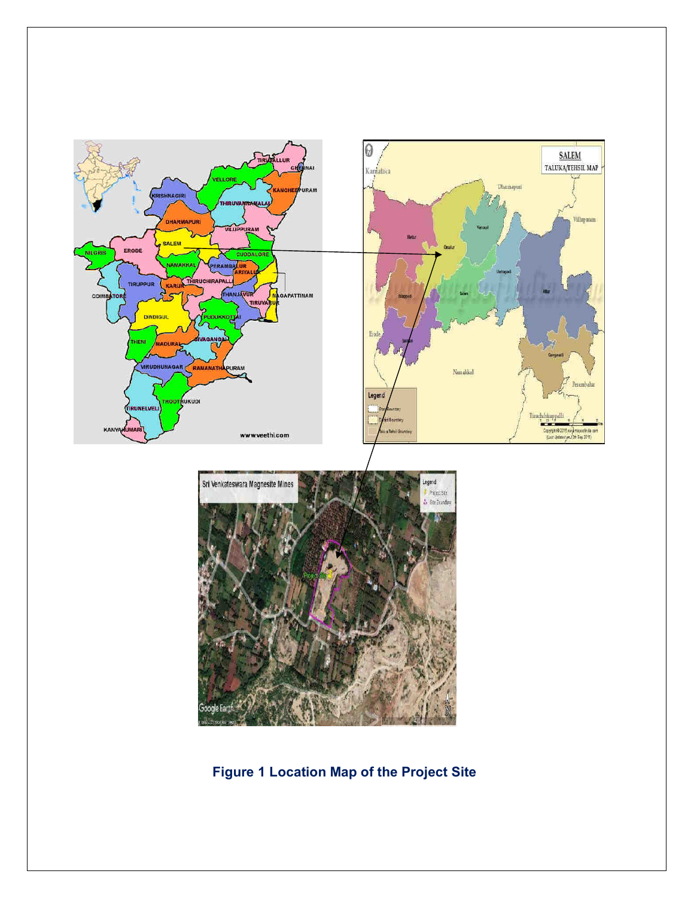**Figure 1 Location Map of the Project Site**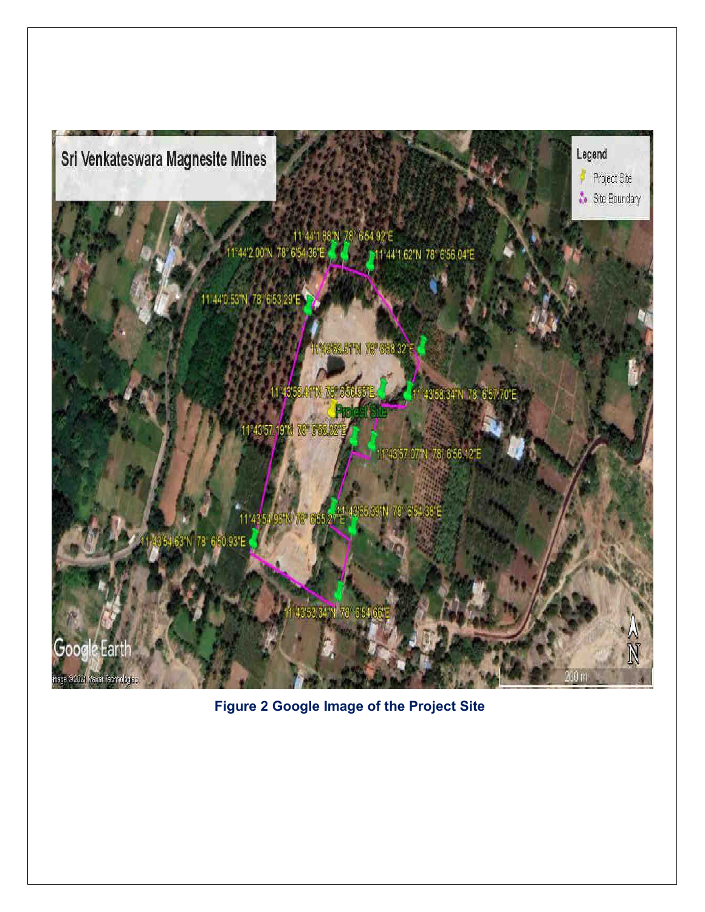**Figure 2 Google Image of the Project Site**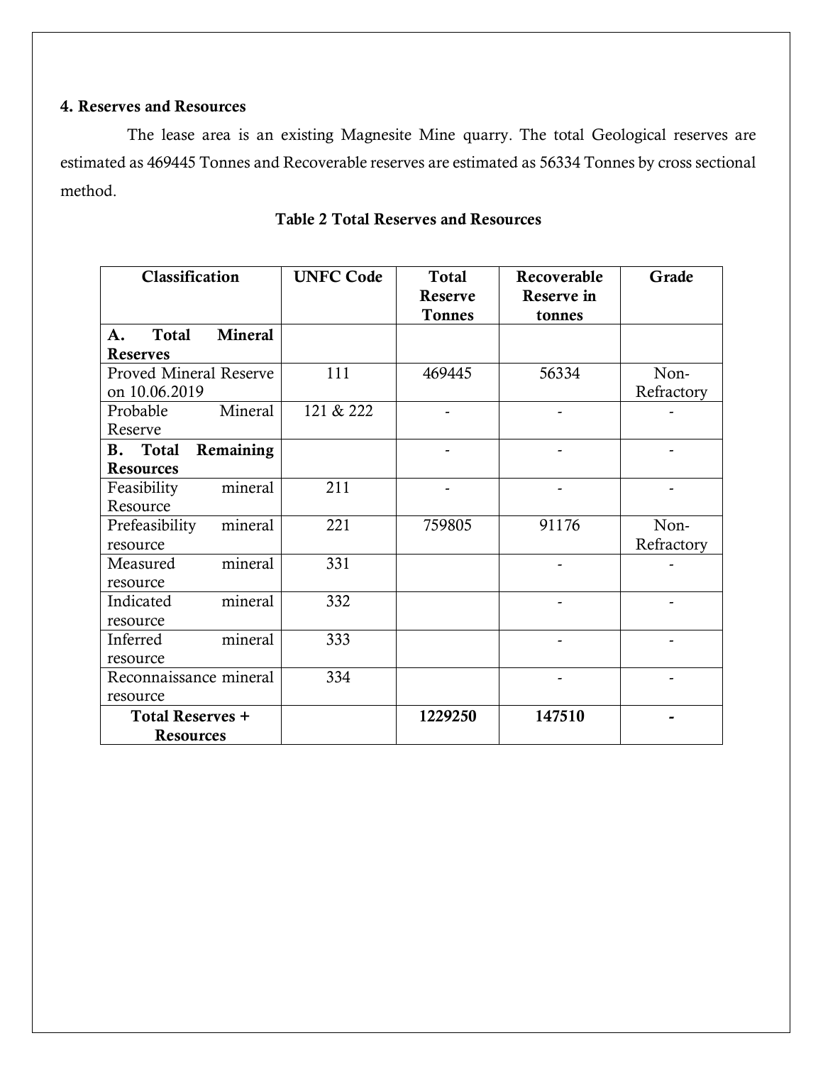## 4. Reserves and Resources

The lease area is an existing Magnesite Mine quarry. The total Geological reserves are estimated as 469445 Tonnes and Recoverable reserves are estimated as 56334 Tonnes by cross sectional method.

**Table 2 Total Reserves and Resources**

| Classification | UNFC Code | Total Reserve Tonnes | Recoverable Reserve in tonnes | Grade |
|---|---|---|---|---|
| **A. Total Mineral Reserves** | | | | |
| Proved Mineral Reserve on 10.06.2019 | 111 | 469445 | 56334 | Non-Refractory |
| Probable Mineral Reserve | 121 & 222 | - | - | - |
| **B. Total Remaining Resources** | | - | - | - |
| Feasibility mineral Resource | 211 | - | - | - |
| Prefeasibility mineral resource | 221 | 759805 | 91176 | Non-Refractory |
| Measured mineral resource | 331 | | - | - |
| Indicated mineral resource | 332 | | - | - |
| Inferred mineral resource | 333 | | - | - |
| Reconnaissance mineral resource | 334 | | - | - |
| **Total Reserves + Resources** | | **1229250** | **147510** | **-** |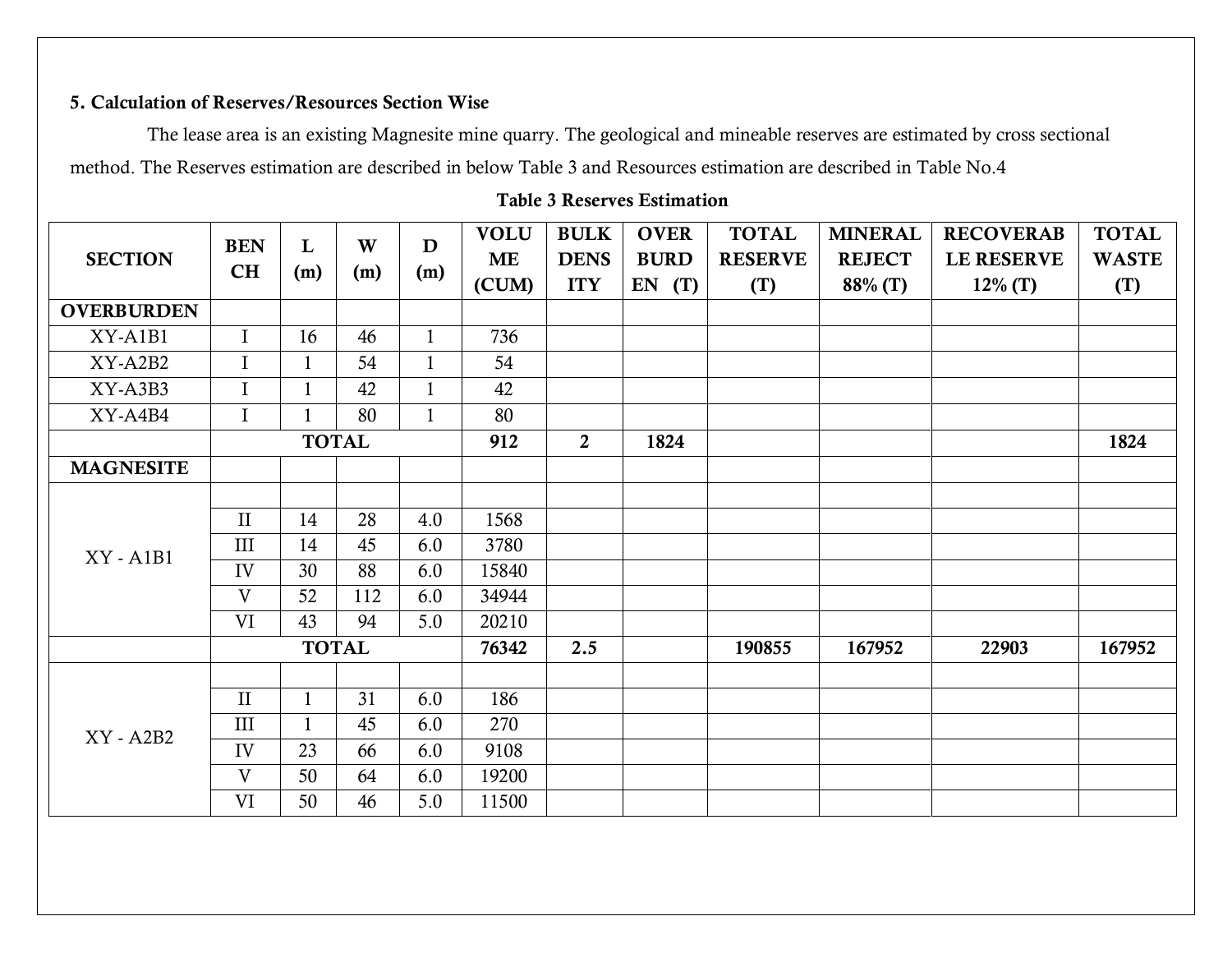## 5. Calculation of Reserves/Resources Section Wise

The lease area is an existing Magnesite mine quarry. The geological and mineable reserves are estimated by cross sectional method. The Reserves estimation are described in below Table 3 and Resources estimation are described in Table No.4

**Table 3 Reserves Estimation**

| SECTION | BENCH | L (m) | W (m) | D (m) | VOLUME (CUM) | BULK DENSITY | OVERBURDEN (T) | TOTAL RESERVE (T) | MINERAL REJECT 88% (T) | RECOVERABLE RESERVE 12% (T) | TOTAL WASTE (T) |
|---|---|---|---|---|---|---|---|---|---|---|---|
| **OVERBURDEN** | | | | | | | | | | | |
| XY-A1B1 | I | 16 | 46 | 1 | 736 | | | | | | |
| XY-A2B2 | I | 1 | 54 | 1 | 54 | | | | | | |
| XY-A3B3 | I | 1 | 42 | 1 | 42 | | | | | | |
| XY-A4B4 | I | 1 | 80 | 1 | 80 | | | | | | |
| | **TOTAL** | | | | **912** | **2** | **1824** | | | | **1824** |
| **MAGNESITE** | | | | | | | | | | | |
| XY - A1B1 | | | | | | | | | | | |
| | II | 14 | 28 | 4.0 | 1568 | | | | | | |
| | III | 14 | 45 | 6.0 | 3780 | | | | | | |
| | IV | 30 | 88 | 6.0 | 15840 | | | | | | |
| | V | 52 | 112 | 6.0 | 34944 | | | | | | |
| | VI | 43 | 94 | 5.0 | 20210 | | | | | | |
| | **TOTAL** | | | | **76342** | **2.5** | | **190855** | **167952** | **22903** | **167952** |
| XY - A2B2 | | | | | | | | | | | |
| | II | 1 | 31 | 6.0 | 186 | | | | | | |
| | III | 1 | 45 | 6.0 | 270 | | | | | | |
| | IV | 23 | 66 | 6.0 | 9108 | | | | | | |
| | V | 50 | 64 | 6.0 | 19200 | | | | | | |
| | VI | 50 | 46 | 5.0 | 11500 | | | | | | |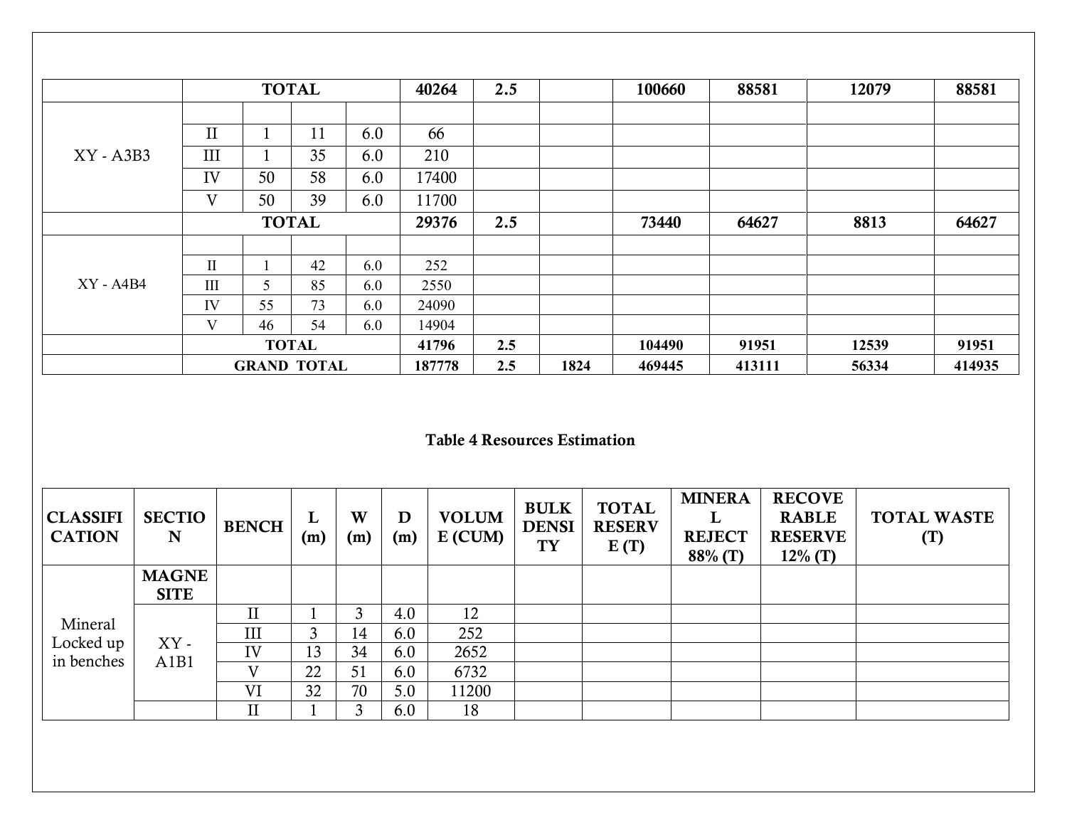|  | TOTAL |  |  |  | 40264 | 2.5 |  | 100660 | 88581 | 12079 | 88581 |
|---|---|---|---|---|---|---|---|---|---|---|---|
|  |  |  |  |  |  |  |  |  |  |  |  |
| XY - A3B3 | II | 1 | 11 | 6.0 | 66 |  |  |  |  |  |  |
|  | III | 1 | 35 | 6.0 | 210 |  |  |  |  |  |  |
|  | IV | 50 | 58 | 6.0 | 17400 |  |  |  |  |  |  |
|  | V | 50 | 39 | 6.0 | 11700 |  |  |  |  |  |  |
|  | TOTAL |  |  |  | 29376 | 2.5 |  | 73440 | 64627 | 8813 | 64627 |
|  |  |  |  |  |  |  |  |  |  |  |  |
| XY - A4B4 | II | 1 | 42 | 6.0 | 252 |  |  |  |  |  |  |
|  | III | 5 | 85 | 6.0 | 2550 |  |  |  |  |  |  |
|  | IV | 55 | 73 | 6.0 | 24090 |  |  |  |  |  |  |
|  | V | 46 | 54 | 6.0 | 14904 |  |  |  |  |  |  |
|  | TOTAL |  |  |  | 41796 | 2.5 |  | 104490 | 91951 | 12539 | 91951 |
|  | GRAND TOTAL |  |  |  | 187778 | 2.5 | 1824 | 469445 | 413111 | 56334 | 414935 |

**Table 4 Resources Estimation**

| CLASSIFICATION | SECTION | BENCH | L (m) | W (m) | D (m) | VOLUME (CUM) | BULK DENSITY | TOTAL RESERVE (T) | MINERAL REJECT 88% (T) | RECOVERABLE RESERVE 12% (T) | TOTAL WASTE (T) |
|---|---|---|---|---|---|---|---|---|---|---|---|
| Mineral Locked up in benches | MAGNESITE |  |  |  |  |  |  |  |  |  |  |
|  | XY - A1B1 | II | 1 | 3 | 4.0 | 12 |  |  |  |  |  |
|  |  | III | 3 | 14 | 6.0 | 252 |  |  |  |  |  |
|  |  | IV | 13 | 34 | 6.0 | 2652 |  |  |  |  |  |
|  |  | V | 22 | 51 | 6.0 | 6732 |  |  |  |  |  |
|  |  | VI | 32 | 70 | 5.0 | 11200 |  |  |  |  |  |
|  |  | II | 1 | 3 | 6.0 | 18 |  |  |  |  |  |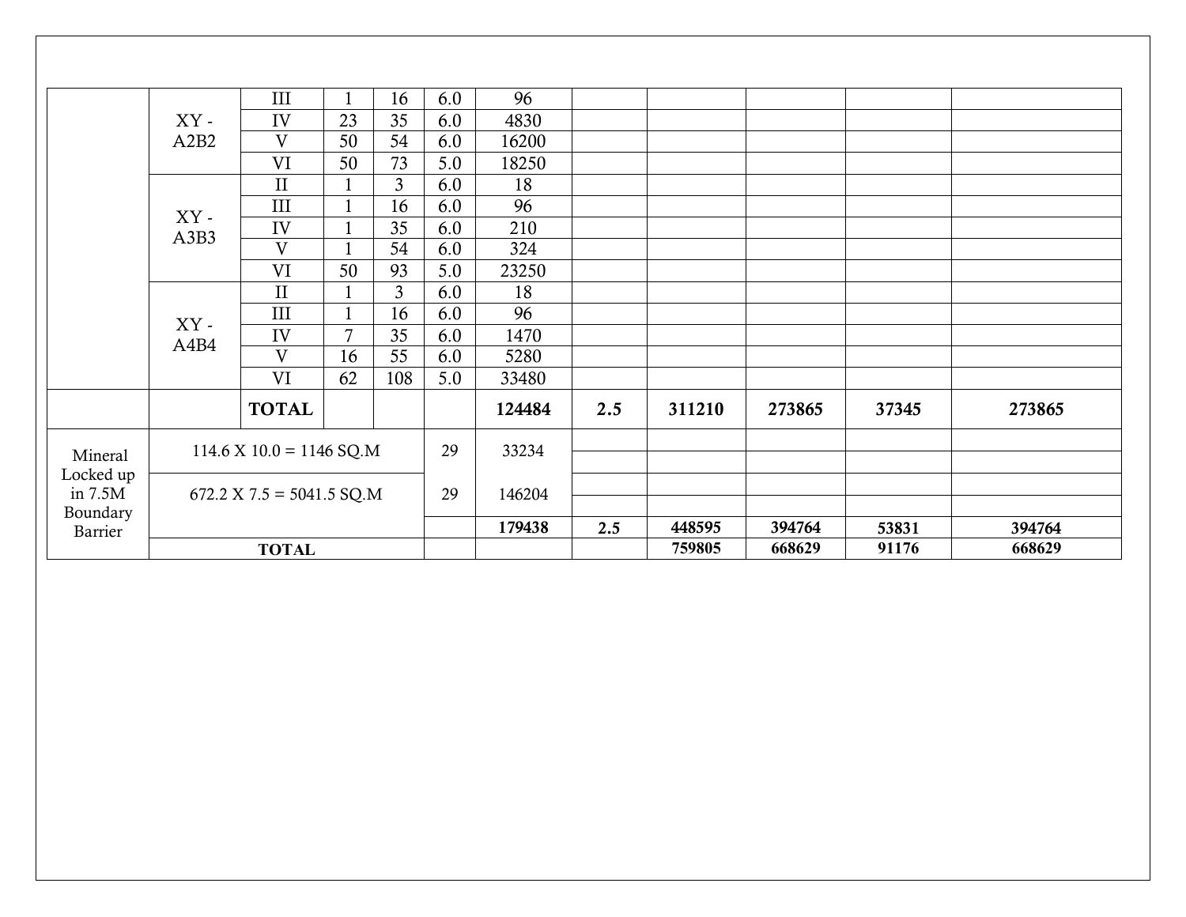| | | | | | | | | | | | |
|---|---|---|---|---|---|---|---|---|---|---|---|
| | XY - A2B2 | III | 1 | 16 | 6.0 | 96 | | | | | |
| | | IV | 23 | 35 | 6.0 | 4830 | | | | | |
| | | V | 50 | 54 | 6.0 | 16200 | | | | | |
| | | VI | 50 | 73 | 5.0 | 18250 | | | | | |
| | XY - A3B3 | II | 1 | 3 | 6.0 | 18 | | | | | |
| | | III | 1 | 16 | 6.0 | 96 | | | | | |
| | | IV | 1 | 35 | 6.0 | 210 | | | | | |
| | | V | 1 | 54 | 6.0 | 324 | | | | | |
| | | VI | 50 | 93 | 5.0 | 23250 | | | | | |
| | XY - A4B4 | II | 1 | 3 | 6.0 | 18 | | | | | |
| | | III | 1 | 16 | 6.0 | 96 | | | | | |
| | | IV | 7 | 35 | 6.0 | 1470 | | | | | |
| | | V | 16 | 55 | 6.0 | 5280 | | | | | |
| | | VI | 62 | 108 | 5.0 | 33480 | | | | | |
| | | **TOTAL** | | | | **124484** | **2.5** | **311210** | **273865** | **37345** | **273865** |
| Mineral Locked up in 7.5M Boundary Barrier | 114.6 X 10.0 = 1146 SQ.M | | | | 29 | 33234 | | | | | |
| | 672.2 X 7.5 = 5041.5 SQ.M | | | | 29 | 146204 | | | | | |
| | | | | | | **179438** | **2.5** | **448595** | **394764** | **53831** | **394764** |
| | **TOTAL** | | | | | | | **759805** | **668629** | **91176** | **668629** |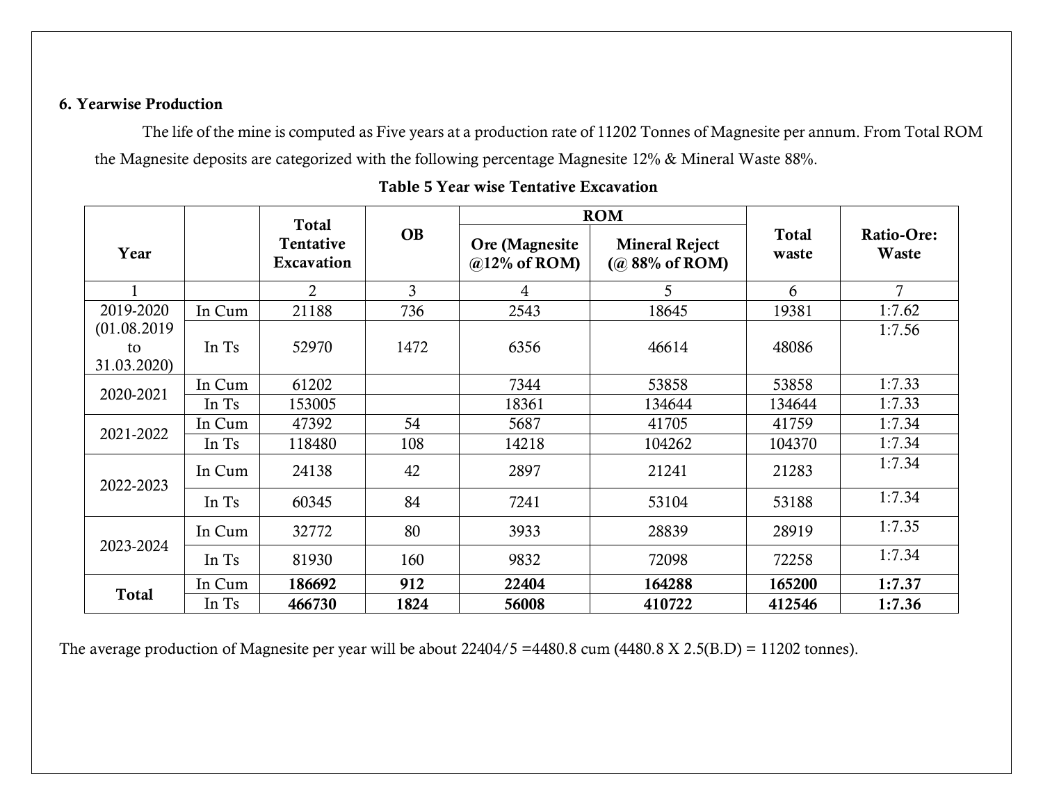## 6. Yearwise Production

The life of the mine is computed as Five years at a production rate of 11202 Tonnes of Magnesite per annum. From Total ROM the Magnesite deposits are categorized with the following percentage Magnesite 12% & Mineral Waste 88%.

**Table 5 Year wise Tentative Excavation**

| Year | | Total Tentative Excavation | OB | ROM | | Total waste | Ratio-Ore: Waste |
|---|---|---|---|---|---|---|---|
| | | | | Ore (Magnesite @12% of ROM) | Mineral Reject (@ 88% of ROM) | | |
| 1 | | 2 | 3 | 4 | 5 | 6 | 7 |
| 2019-2020 (01.08.2019 to 31.03.2020) | In Cum | 21188 | 736 | 2543 | 18645 | 19381 | 1:7.62 |
| | In Ts | 52970 | 1472 | 6356 | 46614 | 48086 | 1:7.56 |
| 2020-2021 | In Cum | 61202 | | 7344 | 53858 | 53858 | 1:7.33 |
| | In Ts | 153005 | | 18361 | 134644 | 134644 | 1:7.33 |
| 2021-2022 | In Cum | 47392 | 54 | 5687 | 41705 | 41759 | 1:7.34 |
| | In Ts | 118480 | 108 | 14218 | 104262 | 104370 | 1:7.34 |
| 2022-2023 | In Cum | 24138 | 42 | 2897 | 21241 | 21283 | 1:7.34 |
| | In Ts | 60345 | 84 | 7241 | 53104 | 53188 | 1:7.34 |
| 2023-2024 | In Cum | 32772 | 80 | 3933 | 28839 | 28919 | 1:7.35 |
| | In Ts | 81930 | 160 | 9832 | 72098 | 72258 | 1:7.34 |
| **Total** | In Cum | **186692** | **912** | **22404** | **164288** | **165200** | **1:7.37** |
| | In Ts | **466730** | **1824** | **56008** | **410722** | **412546** | **1:7.36** |

The average production of Magnesite per year will be about 22404/5 =4480.8 cum (4480.8 X 2.5(B.D) = 11202 tonnes).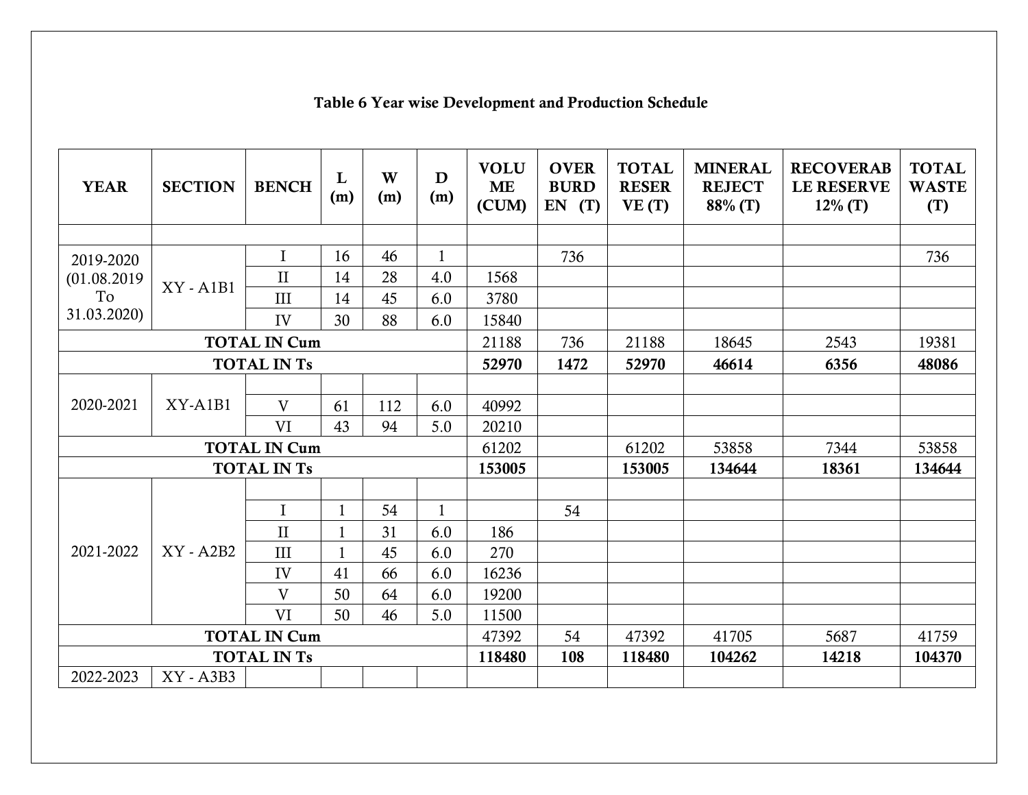**Table 6 Year wise Development and Production Schedule**

| YEAR | SECTION | BENCH | L (m) | W (m) | D (m) | VOLUME (CUM) | OVERBURDEN (T) | TOTAL RESERVE (T) | MINERAL REJECT 88% (T) | RECOVERABLE RESERVE 12% (T) | TOTAL WASTE (T) |
|---|---|---|---|---|---|---|---|---|---|---|---|
| | | | | | | | | | | | |
| 2019-2020 (01.08.2019 To 31.03.2020) | XY - A1B1 | I | 16 | 46 | 1 | | 736 | | | | 736 |
| | | II | 14 | 28 | 4.0 | 1568 | | | | | |
| | | III | 14 | 45 | 6.0 | 3780 | | | | | |
| | | IV | 30 | 88 | 6.0 | 15840 | | | | | |
| **TOTAL IN Cum** | | | | | | 21188 | 736 | 21188 | 18645 | 2543 | 19381 |
| **TOTAL IN Ts** | | | | | | **52970** | **1472** | **52970** | **46614** | **6356** | **48086** |
| 2020-2021 | XY-A1B1 | | | | | | | | | | |
| | | V | 61 | 112 | 6.0 | 40992 | | | | | |
| | | VI | 43 | 94 | 5.0 | 20210 | | | | | |
| **TOTAL IN Cum** | | | | | | 61202 | | 61202 | 53858 | 7344 | 53858 |
| **TOTAL IN Ts** | | | | | | **153005** | | **153005** | **134644** | **18361** | **134644** |
| 2021-2022 | XY - A2B2 | | | | | | | | | | |
| | | I | 1 | 54 | 1 | | 54 | | | | |
| | | II | 1 | 31 | 6.0 | 186 | | | | | |
| | | III | 1 | 45 | 6.0 | 270 | | | | | |
| | | IV | 41 | 66 | 6.0 | 16236 | | | | | |
| | | V | 50 | 64 | 6.0 | 19200 | | | | | |
| | | VI | 50 | 46 | 5.0 | 11500 | | | | | |
| **TOTAL IN Cum** | | | | | | 47392 | 54 | 47392 | 41705 | 5687 | 41759 |
| **TOTAL IN Ts** | | | | | | **118480** | **108** | **118480** | **104262** | **14218** | **104370** |
| 2022-2023 | XY - A3B3 | | | | | | | | | | |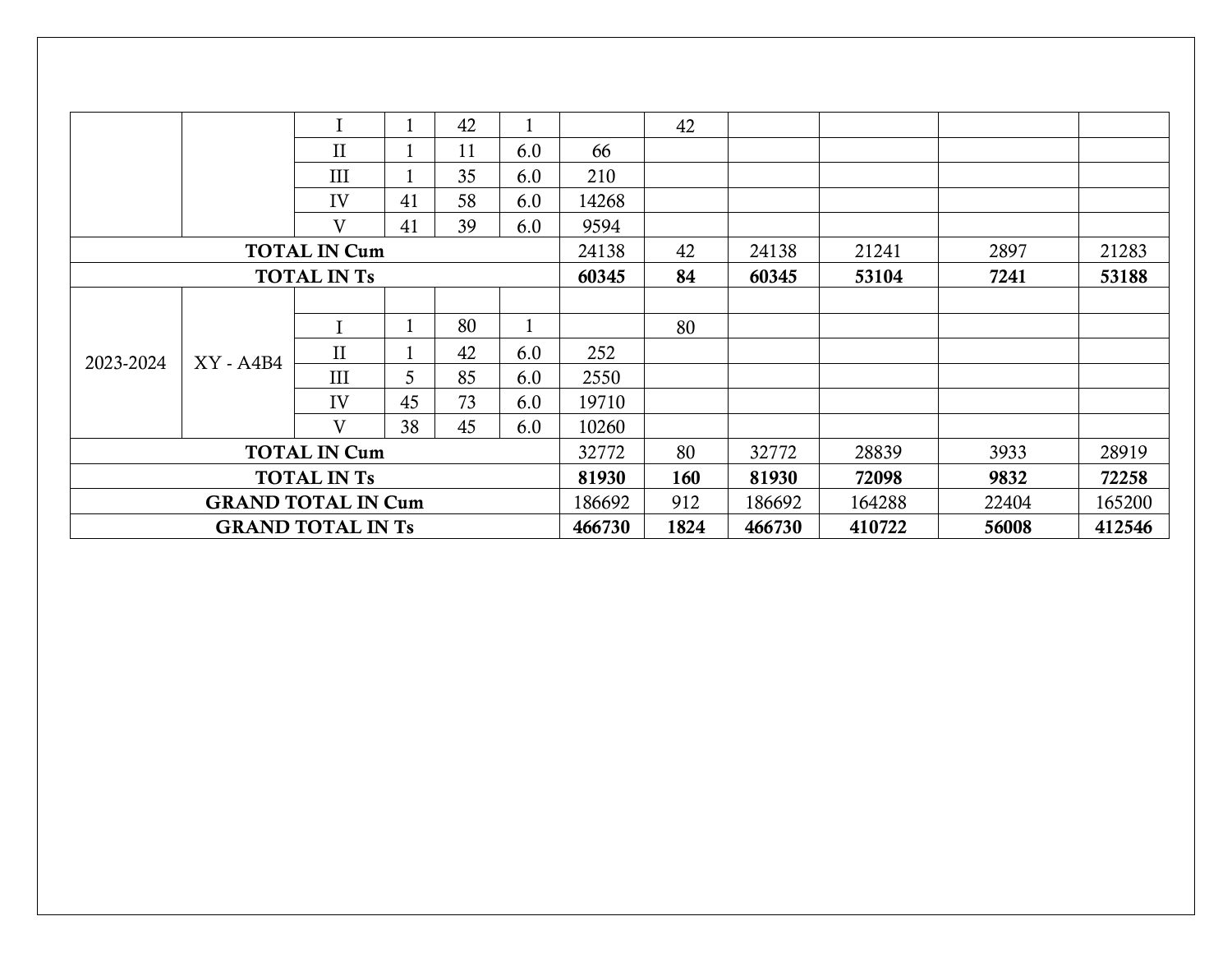| | | | | | | | | | | | |
|---|---|---|---|---|---|---|---|---|---|---|---|
| | | I | 1 | 42 | 1 | | 42 | | | | |
| | | II | 1 | 11 | 6.0 | 66 | | | | | |
| | | III | 1 | 35 | 6.0 | 210 | | | | | |
| | | IV | 41 | 58 | 6.0 | 14268 | | | | | |
| | | V | 41 | 39 | 6.0 | 9594 | | | | | |
| **TOTAL IN Cum** | | | | | | 24138 | 42 | 24138 | 21241 | 2897 | 21283 |
| **TOTAL IN Ts** | | | | | | **60345** | **84** | **60345** | **53104** | **7241** | **53188** |
| | | | | | | | | | | | |
| 2023-2024 | XY - A4B4 | I | 1 | 80 | 1 | | 80 | | | | |
| | | II | 1 | 42 | 6.0 | 252 | | | | | |
| | | III | 5 | 85 | 6.0 | 2550 | | | | | |
| | | IV | 45 | 73 | 6.0 | 19710 | | | | | |
| | | V | 38 | 45 | 6.0 | 10260 | | | | | |
| **TOTAL IN Cum** | | | | | | 32772 | 80 | 32772 | 28839 | 3933 | 28919 |
| **TOTAL IN Ts** | | | | | | **81930** | **160** | **81930** | **72098** | **9832** | **72258** |
| **GRAND TOTAL IN Cum** | | | | | | 186692 | 912 | 186692 | 164288 | 22404 | 165200 |
| **GRAND TOTAL IN Ts** | | | | | | **466730** | **1824** | **466730** | **410722** | **56008** | **412546** |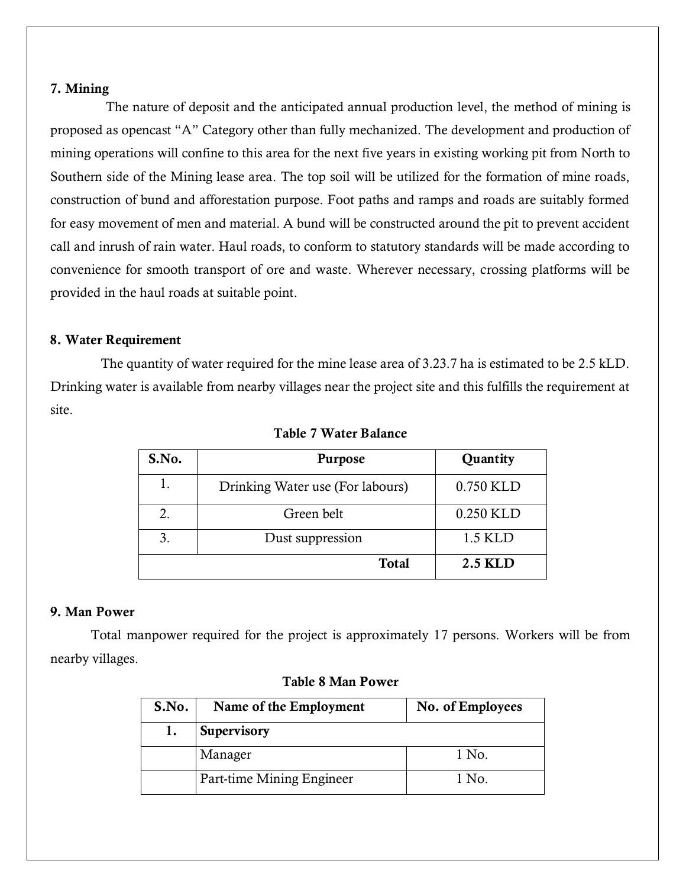## 7. Mining

The nature of deposit and the anticipated annual production level, the method of mining is proposed as opencast "A" Category other than fully mechanized. The development and production of mining operations will confine to this area for the next five years in existing working pit from North to Southern side of the Mining lease area. The top soil will be utilized for the formation of mine roads, construction of bund and afforestation purpose. Foot paths and ramps and roads are suitably formed for easy movement of men and material. A bund will be constructed around the pit to prevent accident call and inrush of rain water. Haul roads, to conform to statutory standards will be made according to convenience for smooth transport of ore and waste. Wherever necessary, crossing platforms will be provided in the haul roads at suitable point.

## 8. Water Requirement

The quantity of water required for the mine lease area of 3.23.7 ha is estimated to be 2.5 kLD. Drinking water is available from nearby villages near the project site and this fulfills the requirement at site.

**Table 7 Water Balance**

| S.No. | Purpose | Quantity |
|---|---|---|
| 1. | Drinking Water use (For labours) | 0.750 KLD |
| 2. | Green belt | 0.250 KLD |
| 3. | Dust suppression | 1.5 KLD |
| | **Total** | **2.5 KLD** |

## 9. Man Power

Total manpower required for the project is approximately 17 persons. Workers will be from nearby villages.

**Table 8 Man Power**

| S.No. | Name of the Employment | No. of Employees |
|---|---|---|
| **1.** | **Supervisory** | |
| | Manager | 1 No. |
| | Part-time Mining Engineer | 1 No. |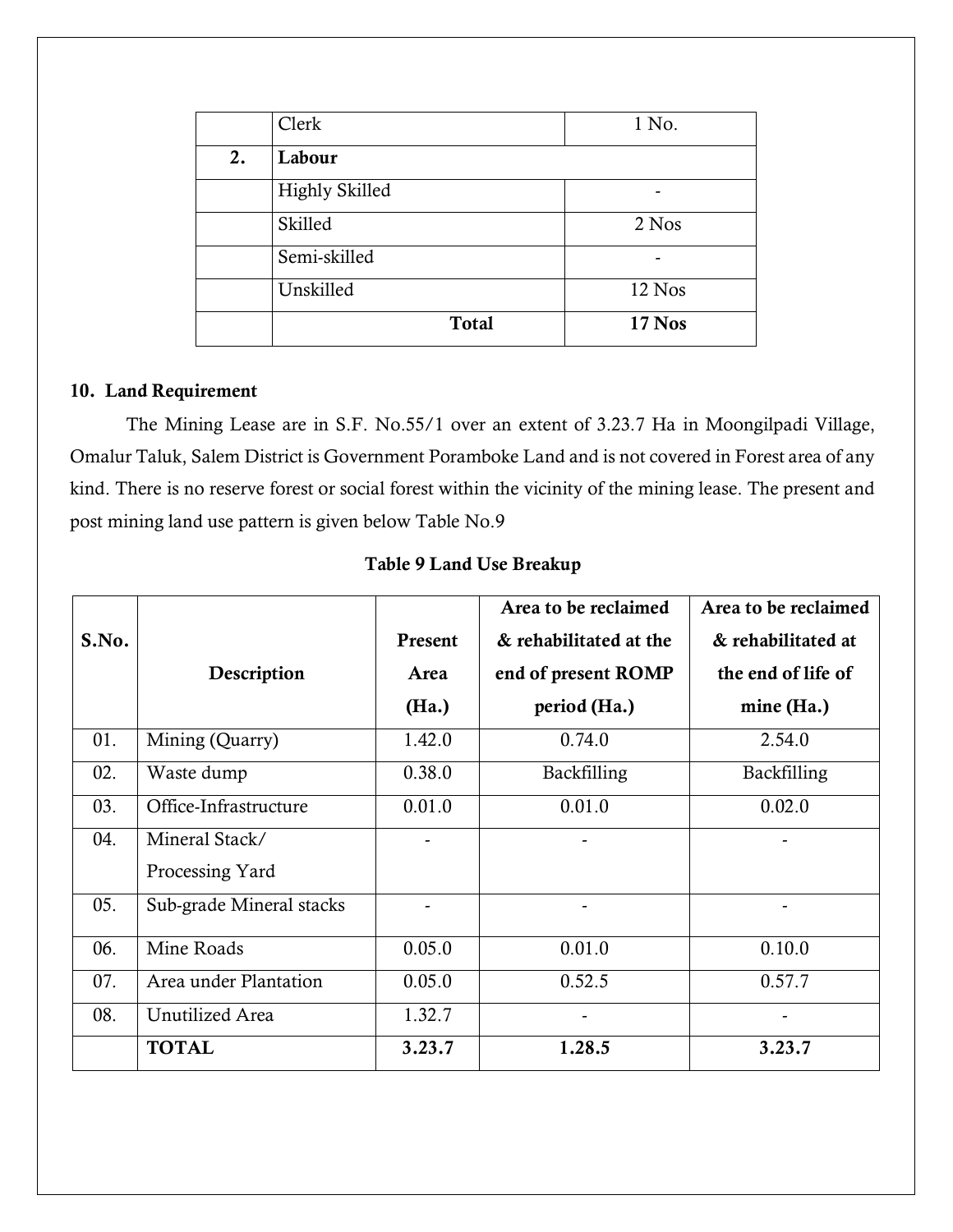| | Clerk | 1 No. |
|---|---|---|
| **2.** | **Labour** | |
| | Highly Skilled | - |
| | Skilled | 2 Nos |
| | Semi-skilled | - |
| | Unskilled | 12 Nos |
| | **Total** | **17 Nos** |

## 10. Land Requirement

The Mining Lease are in S.F. No.55/1 over an extent of 3.23.7 Ha in Moongilpadi Village, Omalur Taluk, Salem District is Government Poramboke Land and is not covered in Forest area of any kind. There is no reserve forest or social forest within the vicinity of the mining lease. The present and post mining land use pattern is given below Table No.9

**Table 9 Land Use Breakup**

| S.No. | Description | Present Area (Ha.) | Area to be reclaimed & rehabilitated at the end of present ROMP period (Ha.) | Area to be reclaimed & rehabilitated at the end of life of mine (Ha.) |
|---|---|---|---|---|
| 01. | Mining (Quarry) | 1.42.0 | 0.74.0 | 2.54.0 |
| 02. | Waste dump | 0.38.0 | Backfilling | Backfilling |
| 03. | Office-Infrastructure | 0.01.0 | 0.01.0 | 0.02.0 |
| 04. | Mineral Stack/ Processing Yard | - | - | - |
| 05. | Sub-grade Mineral stacks | - | - | - |
| 06. | Mine Roads | 0.05.0 | 0.01.0 | 0.10.0 |
| 07. | Area under Plantation | 0.05.0 | 0.52.5 | 0.57.7 |
| 08. | Unutilized Area | 1.32.7 | - | - |
| | **TOTAL** | **3.23.7** | **1.28.5** | **3.23.7** |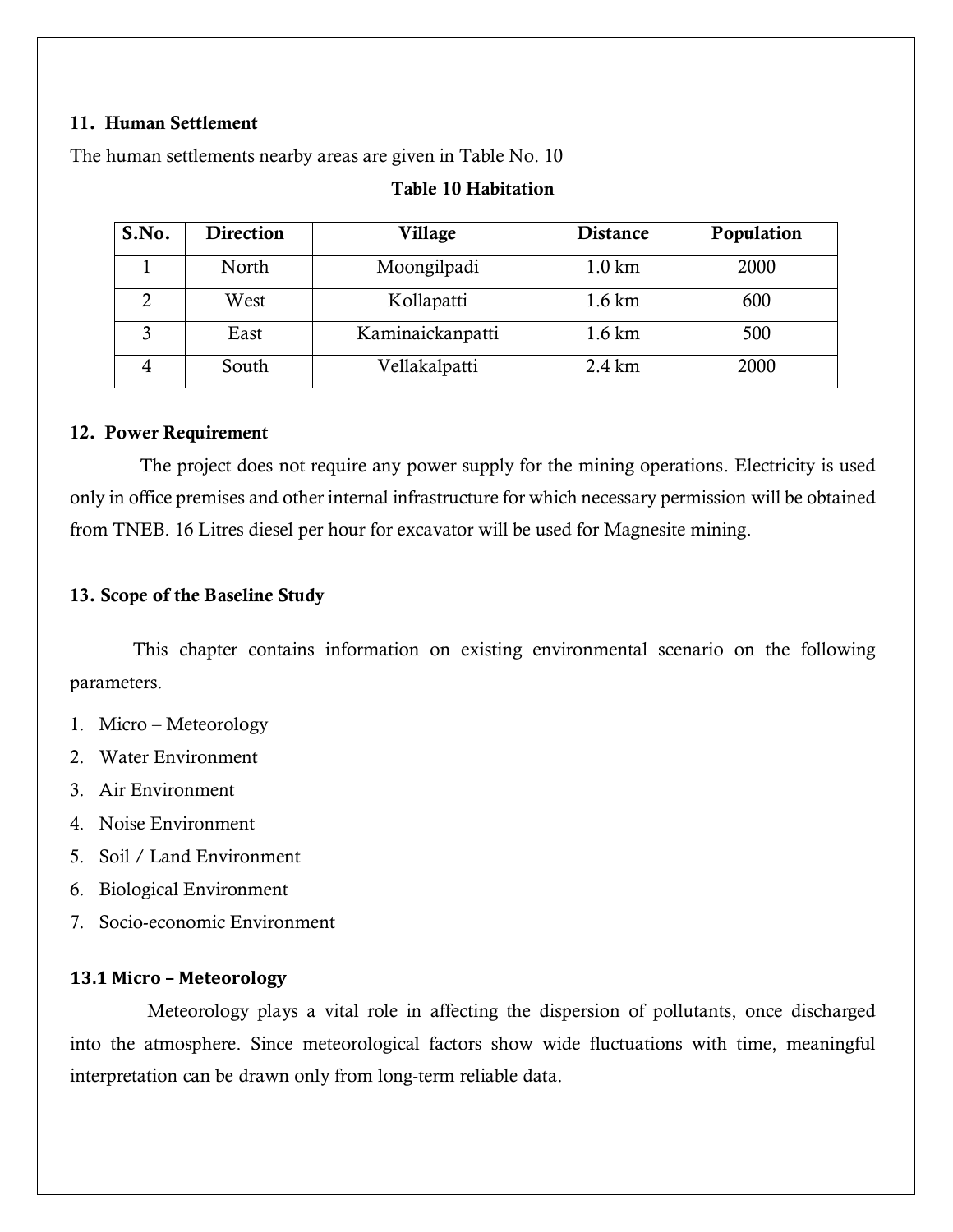## 11. Human Settlement

The human settlements nearby areas are given in Table No. 10

**Table 10 Habitation**

| S.No. | Direction | Village | Distance | Population |
|---|---|---|---|---|
| 1 | North | Moongilpadi | 1.0 km | 2000 |
| 2 | West | Kollapatti | 1.6 km | 600 |
| 3 | East | Kaminaickanpatti | 1.6 km | 500 |
| 4 | South | Vellakalpatti | 2.4 km | 2000 |

## 12. Power Requirement

The project does not require any power supply for the mining operations. Electricity is used only in office premises and other internal infrastructure for which necessary permission will be obtained from TNEB. 16 Litres diesel per hour for excavator will be used for Magnesite mining.

## 13. Scope of the Baseline Study

This chapter contains information on existing environmental scenario on the following parameters.

1. Micro – Meteorology
2. Water Environment
3. Air Environment
4. Noise Environment
5. Soil / Land Environment
6. Biological Environment
7. Socio-economic Environment

### 13.1 Micro – Meteorology

Meteorology plays a vital role in affecting the dispersion of pollutants, once discharged into the atmosphere. Since meteorological factors show wide fluctuations with time, meaningful interpretation can be drawn only from long-term reliable data.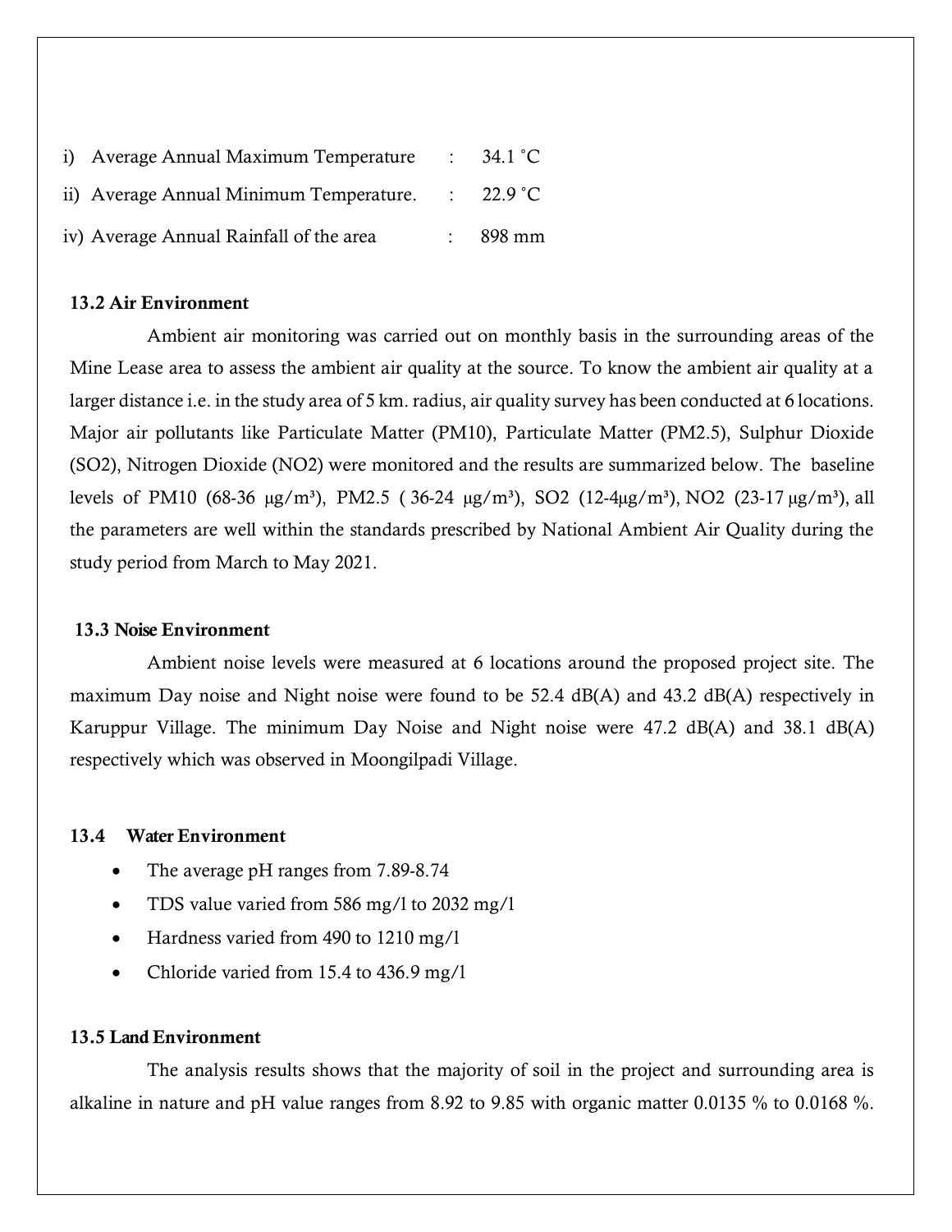i) Average Annual Maximum Temperature : 34.1 ˚C

ii) Average Annual Minimum Temperature. : 22.9 ˚C

iv) Average Annual Rainfall of the area : 898 mm

### 13.2 Air Environment

Ambient air monitoring was carried out on monthly basis in the surrounding areas of the Mine Lease area to assess the ambient air quality at the source. To know the ambient air quality at a larger distance i.e. in the study area of 5 km. radius, air quality survey has been conducted at 6 locations. Major air pollutants like Particulate Matter (PM10), Particulate Matter (PM2.5), Sulphur Dioxide ($SO_2$), Nitrogen Dioxide ($NO_2$) were monitored and the results are summarized below. The baseline levels of PM10 (68-36 µg/m³), PM2.5 ( 36-24 µg/m³), $SO_2$ (12-4µg/m³), $NO_2$ (23-17 µg/m³), all the parameters are well within the standards prescribed by National Ambient Air Quality during the study period from March to May 2021.

### 13.3 Noise Environment

Ambient noise levels were measured at 6 locations around the proposed project site. The maximum Day noise and Night noise were found to be 52.4 dB(A) and 43.2 dB(A) respectively in Karuppur Village. The minimum Day Noise and Night noise were 47.2 dB(A) and 38.1 dB(A) respectively which was observed in Moongilpadi Village.

### 13.4 Water Environment

- The average pH ranges from 7.89-8.74
- TDS value varied from 586 mg/l to 2032 mg/l
- Hardness varied from 490 to 1210 mg/l
- Chloride varied from 15.4 to 436.9 mg/l

### 13.5 Land Environment

The analysis results shows that the majority of soil in the project and surrounding area is alkaline in nature and pH value ranges from 8.92 to 9.85 with organic matter 0.0135 % to 0.0168 %.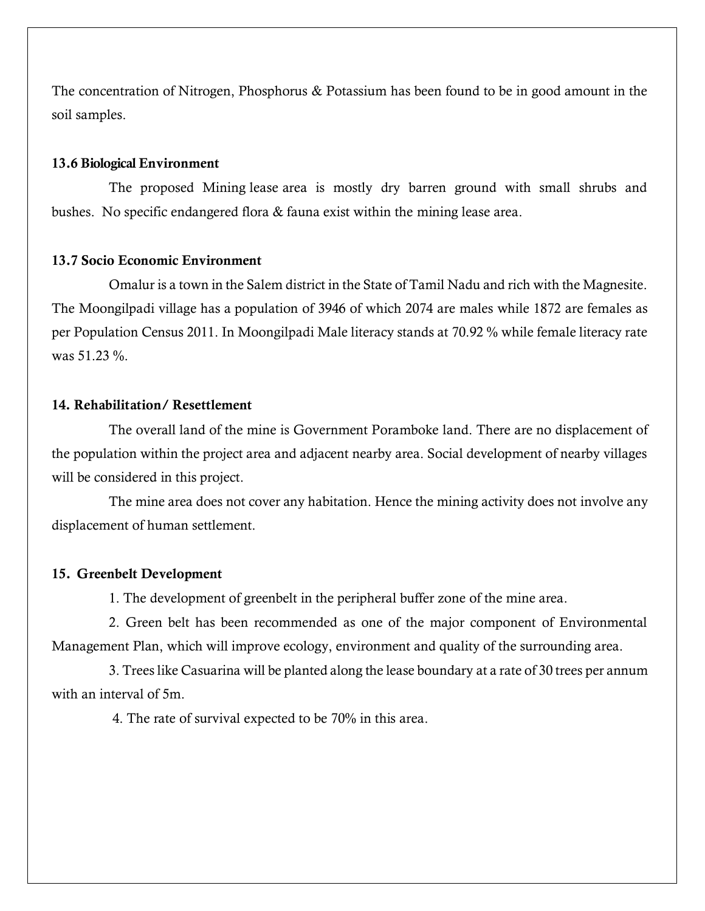The concentration of Nitrogen, Phosphorus & Potassium has been found to be in good amount in the soil samples.

### 13.6 Biological Environment

The proposed Mining lease area is mostly dry barren ground with small shrubs and bushes. No specific endangered flora & fauna exist within the mining lease area.

### 13.7 Socio Economic Environment

Omalur is a town in the Salem district in the State of Tamil Nadu and rich with the Magnesite. The Moongilpadi village has a population of 3946 of which 2074 are males while 1872 are females as per Population Census 2011. In Moongilpadi Male literacy stands at 70.92 % while female literacy rate was 51.23 %.

## 14. Rehabilitation/ Resettlement

The overall land of the mine is Government Poramboke land. There are no displacement of the population within the project area and adjacent nearby area. Social development of nearby villages will be considered in this project.

The mine area does not cover any habitation. Hence the mining activity does not involve any displacement of human settlement.

## 15. Greenbelt Development

1. The development of greenbelt in the peripheral buffer zone of the mine area.
2. Green belt has been recommended as one of the major component of Environmental Management Plan, which will improve ecology, environment and quality of the surrounding area.
3. Trees like Casuarina will be planted along the lease boundary at a rate of 30 trees per annum with an interval of 5m.
4. The rate of survival expected to be 70% in this area.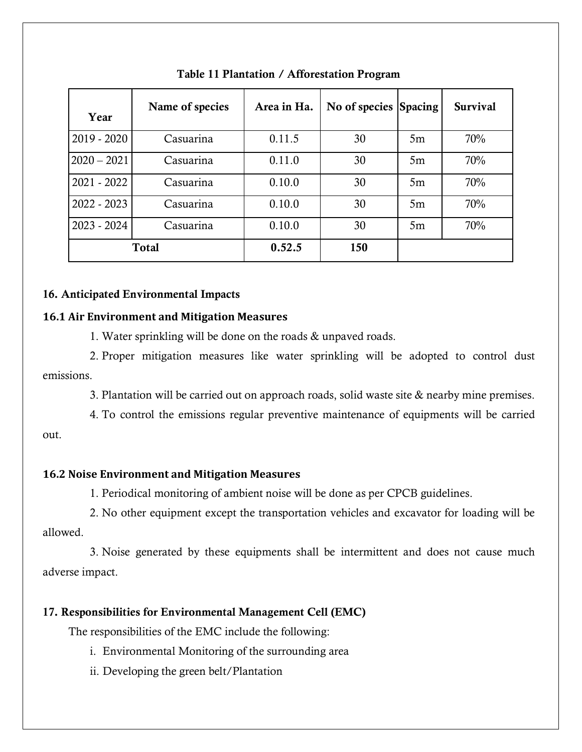**Table 11 Plantation / Afforestation Program**

| Year | Name of species | Area in Ha. | No of species | Spacing | Survival |
| --- | --- | --- | --- | --- | --- |
| 2019 - 2020 | Casuarina | 0.11.5 | 30 | 5m | 70% |
| 2020 – 2021 | Casuarina | 0.11.0 | 30 | 5m | 70% |
| 2021 - 2022 | Casuarina | 0.10.0 | 30 | 5m | 70% |
| 2022 - 2023 | Casuarina | 0.10.0 | 30 | 5m | 70% |
| 2023 - 2024 | Casuarina | 0.10.0 | 30 | 5m | 70% |
| **Total** | | **0.52.5** | **150** | | |

## 16. Anticipated Environmental Impacts

### 16.1 Air Environment and Mitigation Measures

1. Water sprinkling will be done on the roads & unpaved roads.
2. Proper mitigation measures like water sprinkling will be adopted to control dust emissions.
3. Plantation will be carried out on approach roads, solid waste site & nearby mine premises.
4. To control the emissions regular preventive maintenance of equipments will be carried out.

### 16.2 Noise Environment and Mitigation Measures

1. Periodical monitoring of ambient noise will be done as per CPCB guidelines.
2. No other equipment except the transportation vehicles and excavator for loading will be allowed.
3. Noise generated by these equipments shall be intermittent and does not cause much adverse impact.

## 17. Responsibilities for Environmental Management Cell (EMC)

The responsibilities of the EMC include the following:

i. Environmental Monitoring of the surrounding area

ii. Developing the green belt/Plantation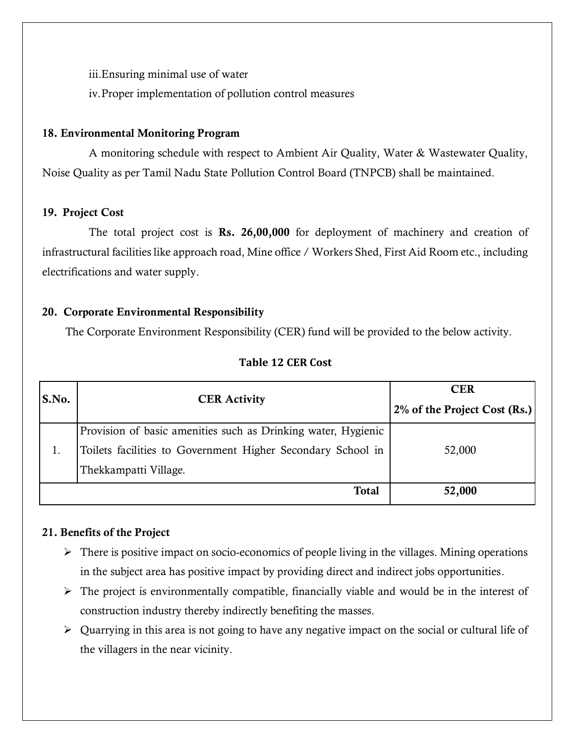iii. Ensuring minimal use of water

iv. Proper implementation of pollution control measures

**18. Environmental Monitoring Program**

A monitoring schedule with respect to Ambient Air Quality, Water & Wastewater Quality, Noise Quality as per Tamil Nadu State Pollution Control Board (TNPCB) shall be maintained.

**19. Project Cost**

The total project cost is **Rs. 26,00,000** for deployment of machinery and creation of infrastructural facilities like approach road, Mine office / Workers Shed, First Aid Room etc., including electrifications and water supply.

**20. Corporate Environmental Responsibility**

The Corporate Environment Responsibility (CER) fund will be provided to the below activity.

**Table 12 CER Cost**

| S.No. | CER Activity | CER 2% of the Project Cost (Rs.) |
|---|---|---|
| 1. | Provision of basic amenities such as Drinking water, Hygienic Toilets facilities to Government Higher Secondary School in Thekkampatti Village. | 52,000 |
| | **Total** | **52,000** |

**21. Benefits of the Project**

- There is positive impact on socio-economics of people living in the villages. Mining operations in the subject area has positive impact by providing direct and indirect jobs opportunities.
- The project is environmentally compatible, financially viable and would be in the interest of construction industry thereby indirectly benefiting the masses.
- Quarrying in this area is not going to have any negative impact on the social or cultural life of the villagers in the near vicinity.